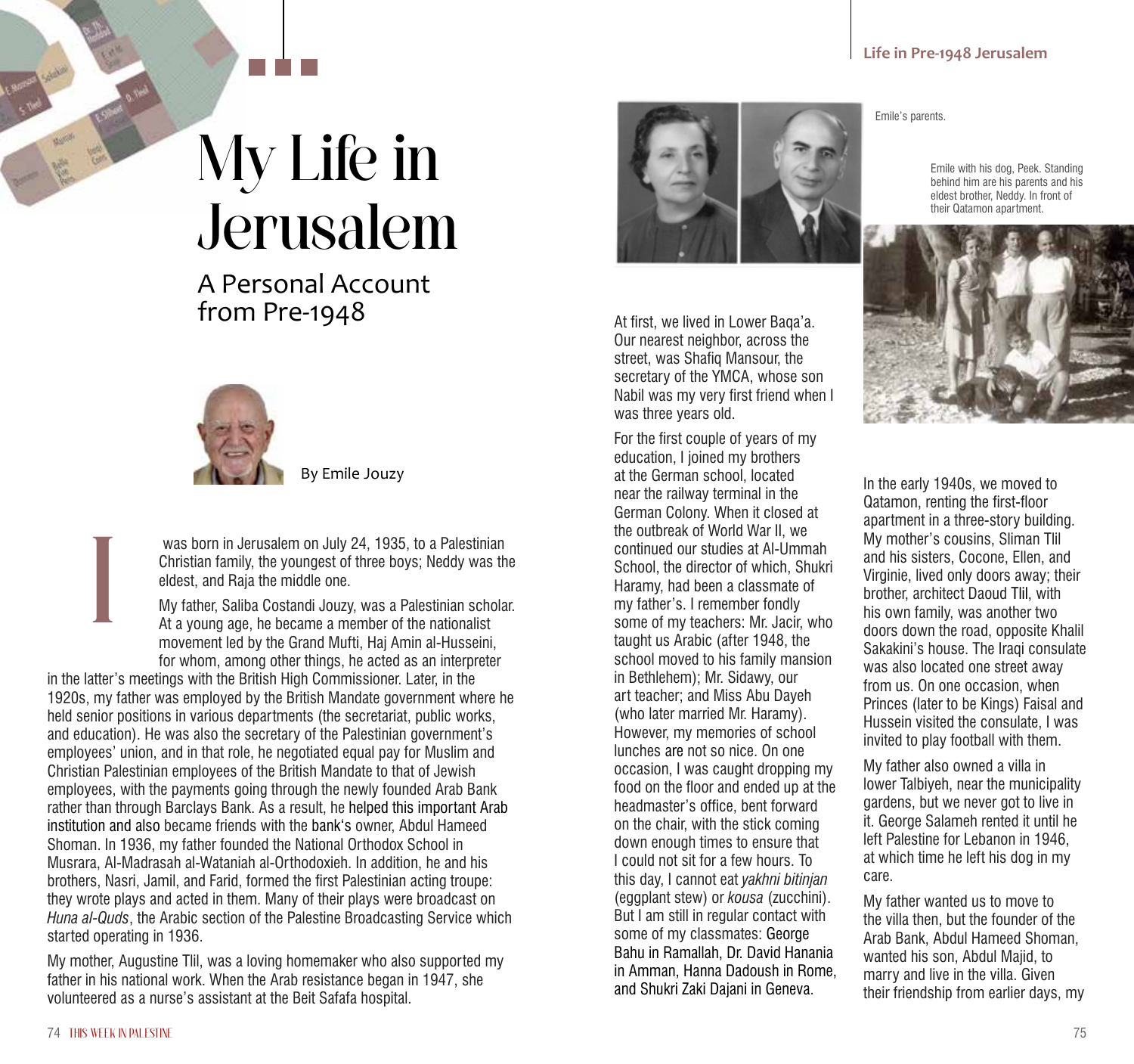# My Life in Jerusalem

## A Personal Account from Pre-1948

By Emile Jouzy

I was born in Jerusalem on July 24, 1935, to a Palestinian Christian family, the youngest of three boys; Neddy was the eldest, and Raja the middle one.

My father, Saliba Costandi Jouzy, was a Palestinian scholar. At a young age, he became a member of the nationalist movement led by the Grand Mufti, Haj Amin al-Husseini, for whom, among other things, he acted as an interpreter in the latter's meetings with the British High Commissioner. Later, in the 1920s, my father was employed by the British Mandate government where he held senior positions in various departments (the secretariat, public works, and education). He was also the secretary of the Palestinian government's employees' union, and in that role, he negotiated equal pay for Muslim and Christian Palestinian employees of the British Mandate to that of Jewish employees, with the payments going through the newly founded Arab Bank rather than through Barclays Bank. As a result, he helped this important Arab institution and also became friends with the bank's owner, Abdul Hameed Shoman. In 1936, my father founded the National Orthodox School in Musrara, Al-Madrasah al-Wataniah al-Orthodoxieh. In addition, he and his brothers, Nasri, Jamil, and Farid, formed the first Palestinian acting troupe: they wrote plays and acted in them. Many of their plays were broadcast on *Huna al-Quds*, the Arabic section of the Palestine Broadcasting Service which started operating in 1936.

My mother, Augustine Tlil, was a loving homemaker who also supported my father in his national work. When the Arab resistance began in 1947, she volunteered as a nurse's assistant at the Beit Safafa hospital.

Emile's parents.

At first, we lived in Lower Baqa'a. Our nearest neighbor, across the street, was Shafiq Mansour, the secretary of the YMCA, whose son Nabil was my very first friend when I was three years old.

For the first couple of years of my education, I joined my brothers at the German school, located near the railway terminal in the German Colony. When it closed at the outbreak of World War II, we continued our studies at Al-Ummah School, the director of which, Shukri Haramy, had been a classmate of my father's. I remember fondly some of my teachers: Mr. Jacir, who taught us Arabic (after 1948, the school moved to his family mansion in Bethlehem); Mr. Sidawy, our art teacher; and Miss Abu Dayeh (who later married Mr. Haramy). However, my memories of school lunches are not so nice. On one occasion, I was caught dropping my food on the floor and ended up at the headmaster's office, bent forward on the chair, with the stick coming down enough times to ensure that I could not sit for a few hours. To this day, I cannot eat *yakhni bitinjan* (eggplant stew) or *kousa* (zucchini). But I am still in regular contact with some of my classmates: George Bahu in Ramallah, Dr. David Hanania in Amman, Hanna Dadoush in Rome, and Shukri Zaki Dajani in Geneva.

Emile with his dog, Peek. Standing behind him are his parents and his eldest brother, Neddy. In front of their Qatamon apartment.

In the early 1940s, we moved to Qatamon, renting the first-floor apartment in a three-story building. My mother's cousins, Sliman Tlil and his sisters, Cocone, Ellen, and Virginie, lived only doors away; their brother, architect Daoud Tlil, with his own family, was another two doors down the road, opposite Khalil Sakakini's house. The Iraqi consulate was also located one street away from us. On one occasion, when Princes (later to be Kings) Faisal and Hussein visited the consulate, I was invited to play football with them.

My father also owned a villa in lower Talbiyeh, near the municipality gardens, but we never got to live in it. George Salameh rented it until he left Palestine for Lebanon in 1946, at which time he left his dog in my care.

My father wanted us to move to the villa then, but the founder of the Arab Bank, Abdul Hameed Shoman, wanted his son, Abdul Majid, to marry and live in the villa. Given their friendship from earlier days, my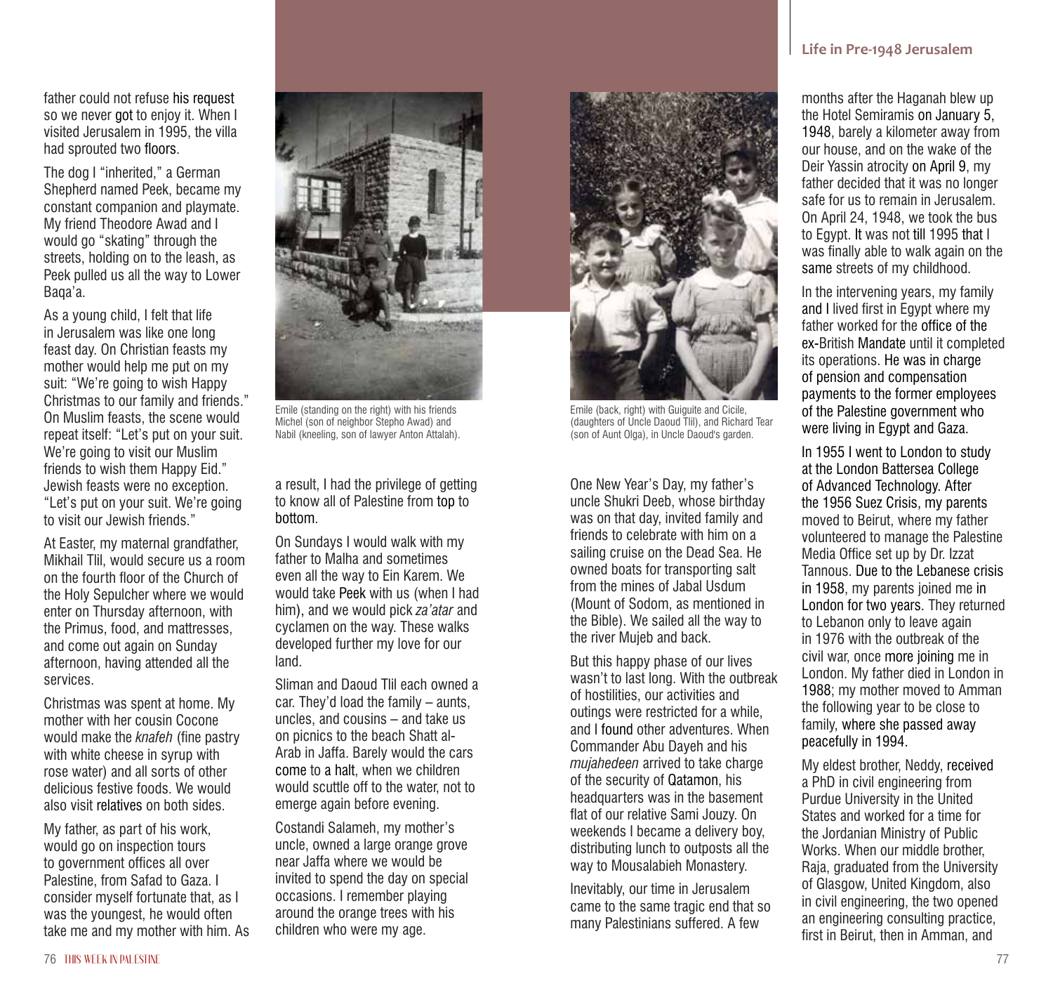father could not refuse his request so we never got to enjoy it. When I visited Jerusalem in 1995, the villa had sprouted two floors.

The dog I "inherited," a German Shepherd named Peek, became my constant companion and playmate. My friend Theodore Awad and I would go "skating" through the streets, holding on to the leash, as Peek pulled us all the way to Lower Baqa'a.

As a young child, I felt that life in Jerusalem was like one long feast day. On Christian feasts my mother would help me put on my suit: "We're going to wish Happy Christmas to our family and friends." On Muslim feasts, the scene would repeat itself: "Let's put on your suit. We're going to visit our Muslim friends to wish them Happy Eid." Jewish feasts were no exception. "Let's put on your suit. We're going to visit our Jewish friends."

At Easter, my maternal grandfather, Mikhail Tlil, would secure us a room on the fourth floor of the Church of the Holy Sepulcher where we would enter on Thursday afternoon, with the Primus, food, and mattresses, and come out again on Sunday afternoon, having attended all the services.

Christmas was spent at home. My mother with her cousin Cocone would make the *knafeh* (fine pastry with white cheese in syrup with rose water) and all sorts of other delicious festive foods. We would also visit relatives on both sides.

My father, as part of his work, would go on inspection tours to government offices all over Palestine, from Safad to Gaza. I consider myself fortunate that, as I was the youngest, he would often take me and my mother with him. As a result, I had the privilege of getting to know all of Palestine from top to bottom.

Emile (standing on the right) with his friends Michel (son of neighbor Stepho Awad) and Nabil (kneeling, son of lawyer Anton Attalah).

On Sundays I would walk with my father to Malha and sometimes even all the way to Ein Karem. We would take Peek with us (when I had him), and we would pick *za'atar* and cyclamen on the way. These walks developed further my love for our land.

Sliman and Daoud Tlil each owned a car. They'd load the family – aunts, uncles, and cousins – and take us on picnics to the beach Shatt al-Arab in Jaffa. Barely would the cars come to a halt, when we children would scuttle off to the water, not to emerge again before evening.

Costandi Salameh, my mother's uncle, owned a large orange grove near Jaffa where we would be invited to spend the day on special occasions. I remember playing around the orange trees with his children who were my age.

Emile (back, right) with Guiguite and Cicile, (daughters of Uncle Daoud Tlil), and Richard Tear (son of Aunt Olga), in Uncle Daoud's garden.

One New Year's Day, my father's uncle Shukri Deeb, whose birthday was on that day, invited family and friends to celebrate with him on a sailing cruise on the Dead Sea. He owned boats for transporting salt from the mines of Jabal Usdum (Mount of Sodom, as mentioned in the Bible). We sailed all the way to the river Mujeb and back.

But this happy phase of our lives wasn't to last long. With the outbreak of hostilities, our activities and outings were restricted for a while, and I found other adventures. When Commander Abu Dayeh and his *mujahedeen* arrived to take charge of the security of Qatamon, his headquarters was in the basement flat of our relative Sami Jouzy. On weekends I became a delivery boy, distributing lunch to outposts all the way to Mousalabieh Monastery.

Inevitably, our time in Jerusalem came to the same tragic end that so many Palestinians suffered. A few months after the Haganah blew up the Hotel Semiramis on January 5, 1948, barely a kilometer away from our house, and on the wake of the Deir Yassin atrocity on April 9, my father decided that it was no longer safe for us to remain in Jerusalem. On April 24, 1948, we took the bus to Egypt. It was not till 1995 that I was finally able to walk again on the same streets of my childhood.

In the intervening years, my family and I lived first in Egypt where my father worked for the office of the ex-British Mandate until it completed its operations. He was in charge of pension and compensation payments to the former employees of the Palestine government who were living in Egypt and Gaza.

In 1955 I went to London to study at the London Battersea College of Advanced Technology. After the 1956 Suez Crisis, my parents moved to Beirut, where my father volunteered to manage the Palestine Media Office set up by Dr. Izzat Tannous. Due to the Lebanese crisis in 1958, my parents joined me in London for two years. They returned to Lebanon only to leave again in 1976 with the outbreak of the civil war, once more joining me in London. My father died in London in 1988; my mother moved to Amman the following year to be close to family, where she passed away peacefully in 1994.

My eldest brother, Neddy, received a PhD in civil engineering from Purdue University in the United States and worked for a time for the Jordanian Ministry of Public Works. When our middle brother, Raja, graduated from the University of Glasgow, United Kingdom, also in civil engineering, the two opened an engineering consulting practice, first in Beirut, then in Amman, and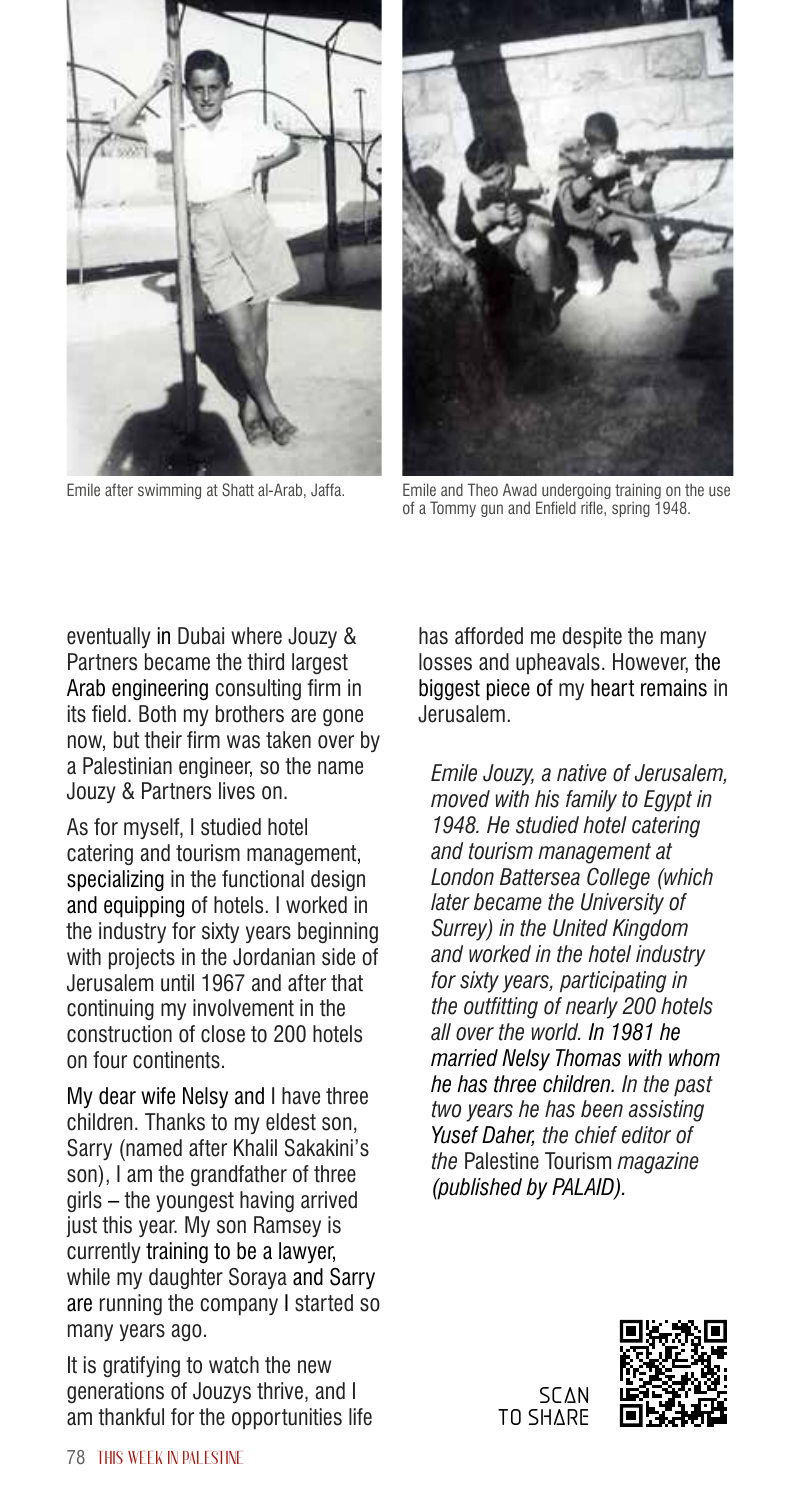Emile after swimming at Shatt al-Arab, Jaffa.

Emile and Theo Awad undergoing training on the use of a Tommy gun and Enfield rifle, spring 1948.

eventually in Dubai where Jouzy & Partners became the third largest Arab engineering consulting firm in its field. Both my brothers are gone now, but their firm was taken over by a Palestinian engineer, so the name Jouzy & Partners lives on.

As for myself, I studied hotel catering and tourism management, specializing in the functional design and equipping of hotels. I worked in the industry for sixty years beginning with projects in the Jordanian side of Jerusalem until 1967 and after that continuing my involvement in the construction of close to 200 hotels on four continents.

My dear wife Nelsy and I have three children. Thanks to my eldest son, Sarry (named after Khalil Sakakini's son), I am the grandfather of three girls – the youngest having arrived just this year. My son Ramsey is currently training to be a lawyer, while my daughter Soraya and Sarry are running the company I started so many years ago.

It is gratifying to watch the new generations of Jouzys thrive, and I am thankful for the opportunities life has afforded me despite the many losses and upheavals. However, the biggest piece of my heart remains in Jerusalem.

*Emile Jouzy, a native of Jerusalem, moved with his family to Egypt in 1948. He studied hotel catering and tourism management at London Battersea College (which later became the University of Surrey) in the United Kingdom and worked in the hotel industry for sixty years, participating in the outfitting of nearly 200 hotels all over the world. In 1981 he married Nelsy Thomas with whom he has three children. In the past two years he has been assisting Yusef Daher, the chief editor of the* Palestine Tourism *magazine (published by PALAID).*

SCAN TO SHARE